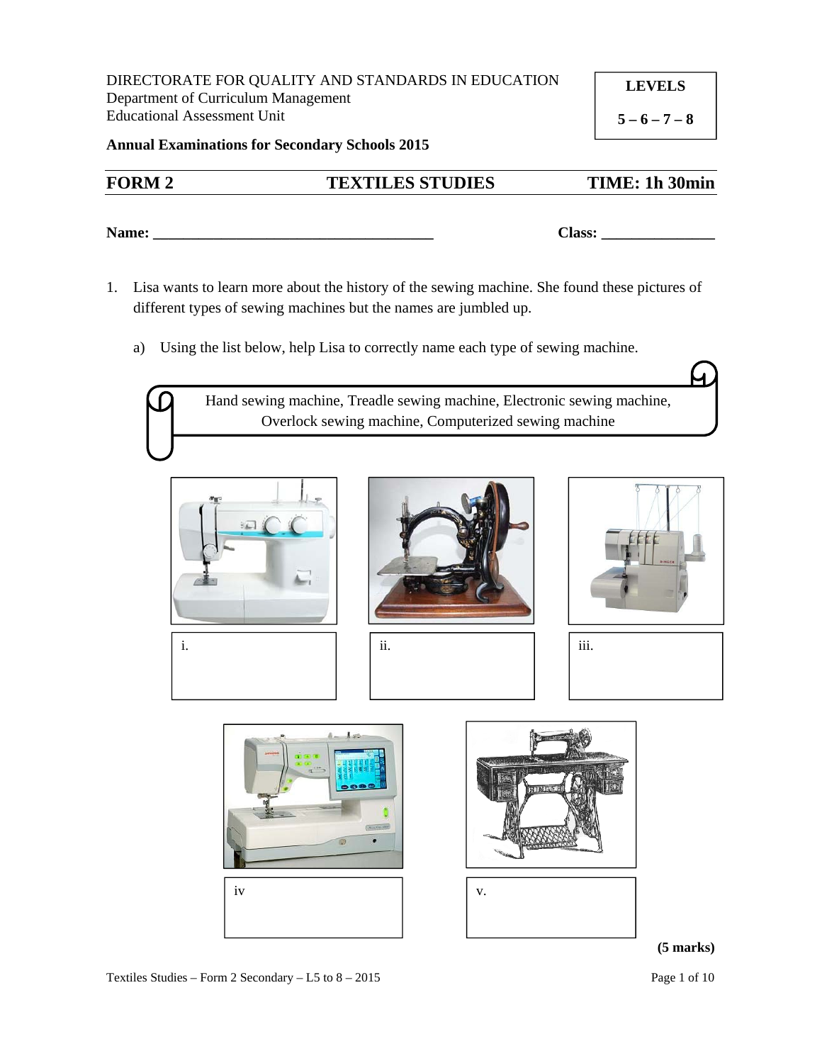DIRECTORATE FOR QUALITY AND STANDARDS IN EDUCATION
Department of Curriculum Management
Educational Assessment Unit

**LEVELS**

**5 – 6 – 7 – 8**

**Annual Examinations for Secondary Schools 2015**

## FORM 2 | TEXTILES STUDIES | TIME: 1h 30min

**Name:** ______________________________________ **Class:** _______________

1. Lisa wants to learn more about the history of the sewing machine. She found these pictures of different types of sewing machines but the names are jumbled up.

   a) Using the list below, help Lisa to correctly name each type of sewing machine.

   Hand sewing machine, Treadle sewing machine, Electronic sewing machine, Overlock sewing machine, Computerized sewing machine

   i.

   ii.

   iii.

   iv

   v.

**(5 marks)**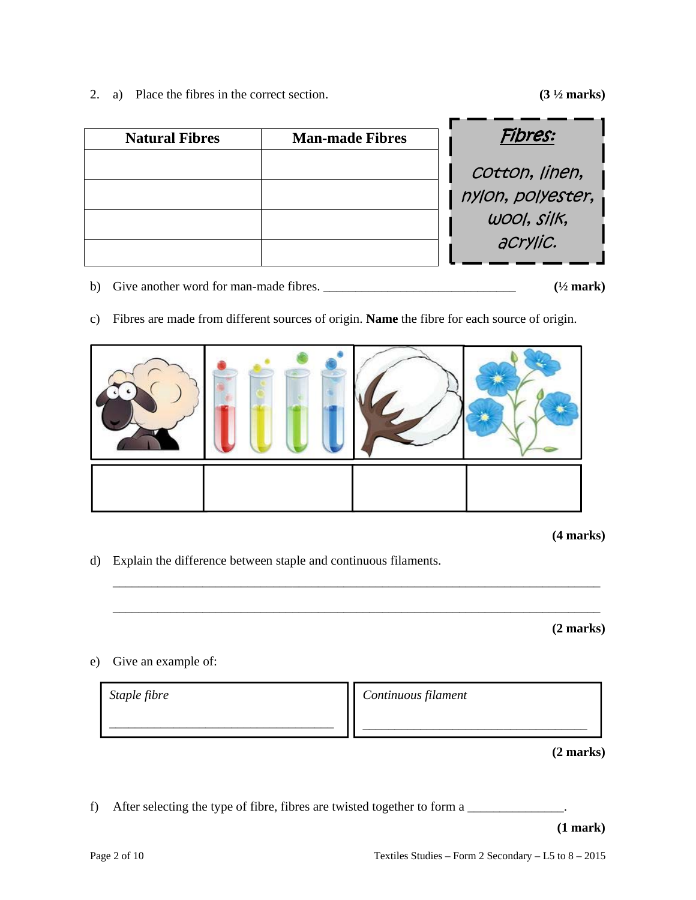2. a) Place the fibres in the correct section. **(3 ½ marks)**

| Natural Fibres | Man-made Fibres |
| --- | --- |
| | |
| | |
| | |
| | |

***Fibres:***

*cotton, linen, nylon, polyester, wool, silk, acrylic.*

b) Give another word for man-made fibres. _______________________________ **(½ mark)**

c) Fibres are made from different sources of origin. **Name** the fibre for each source of origin.

| | | | |
| --- | --- | --- | --- |
| | | | |

**(4 marks)**

d) Explain the difference between staple and continuous filaments.

_______________________________________________________________________________

_______________________________________________________________________________

**(2 marks)**

e) Give an example of:

| *Staple fibre* | *Continuous filament* |
| --- | --- |
| ___________________________________ | ___________________________________ |

**(2 marks)**

f) After selecting the type of fibre, fibres are twisted together to form a _______________.

**(1 mark)**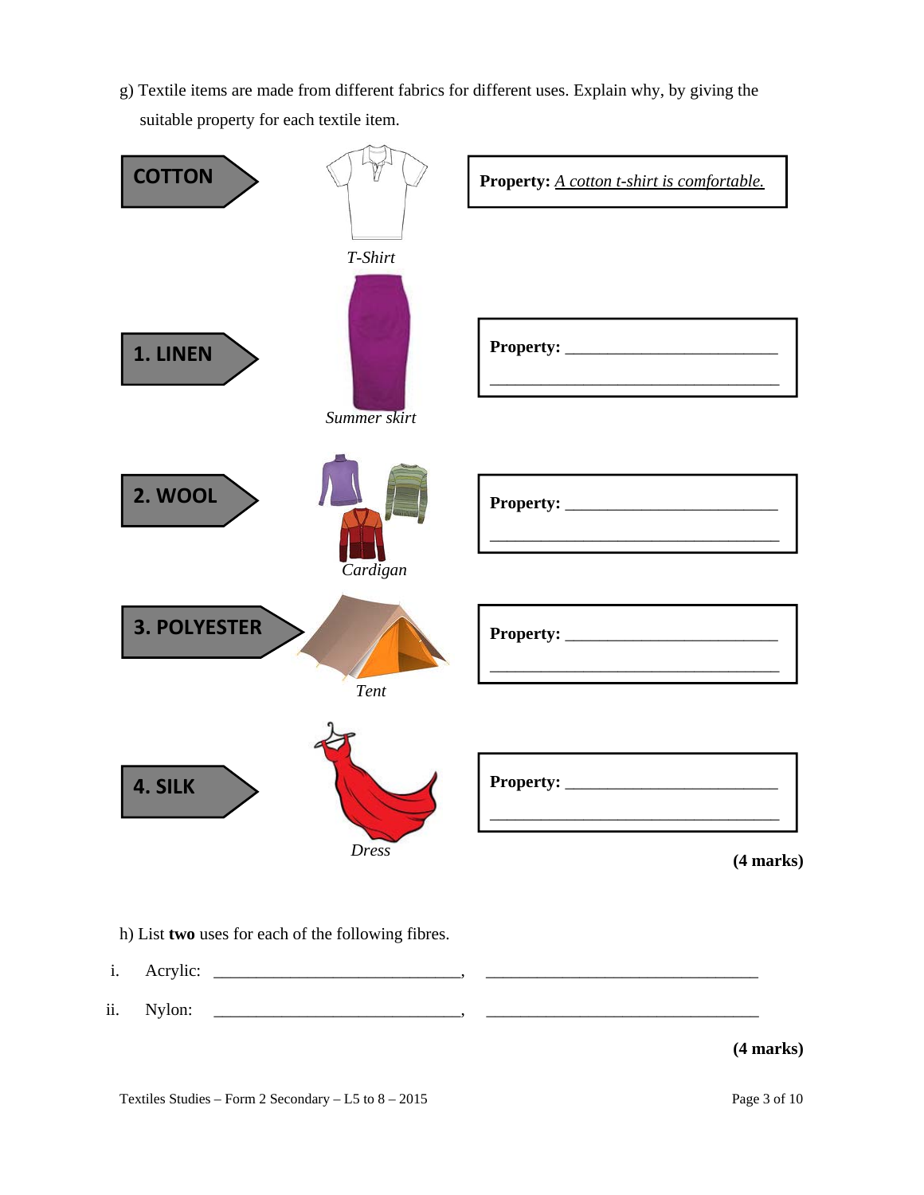g) Textile items are made from different fabrics for different uses. Explain why, by giving the suitable property for each textile item.

**COTTON**

*T-Shirt*

**Property:** A cotton t-shirt is comfortable.

**1. LINEN**

*Summer skirt*

**Property:** ______________________________

______________________________________

**2. WOOL**

*Cardigan*

**Property:** ______________________________

______________________________________

**3. POLYESTER**

*Tent*

**Property:** ______________________________

______________________________________

**4. SILK**

*Dress*

**Property:** ______________________________

______________________________________

**(4 marks)**

h) List **two** uses for each of the following fibres.

i. Acrylic: ______________________________, ______________________________

ii. Nylon: ______________________________, ______________________________

**(4 marks)**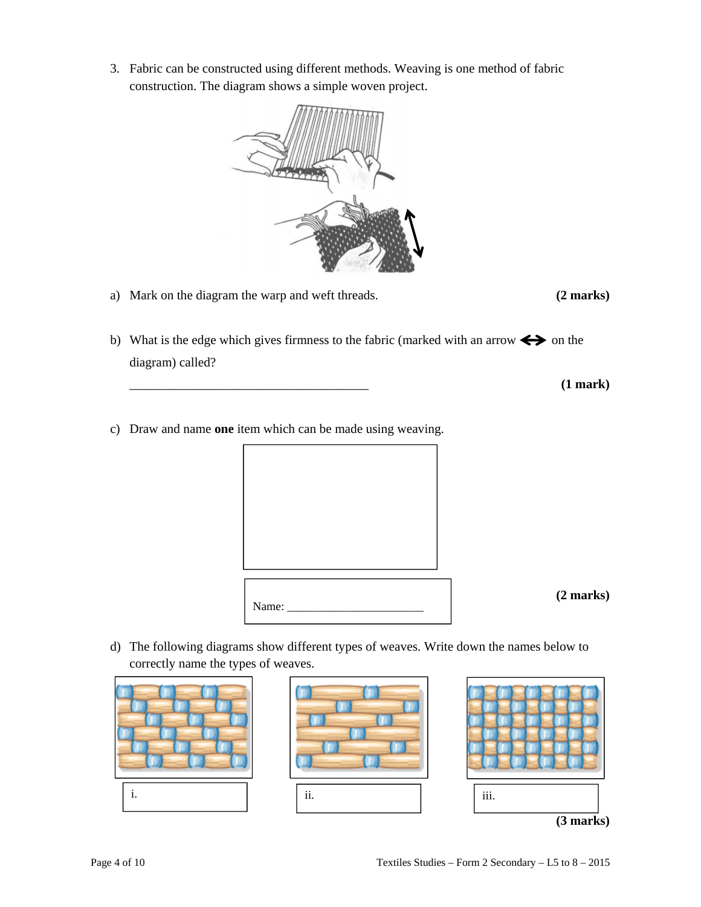3. Fabric can be constructed using different methods. Weaving is one method of fabric construction. The diagram shows a simple woven project.

a) Mark on the diagram the warp and weft threads. **(2 marks)**

b) What is the edge which gives firmness to the fabric (marked with an arrow ⟺ on the diagram) called?

_______________________________________ **(1 mark)**

c) Draw and name **one** item which can be made using weaving.

Name: _______________________ **(2 marks)**

d) The following diagrams show different types of weaves. Write down the names below to correctly name the types of weaves.

i.

ii.

iii.

**(3 marks)**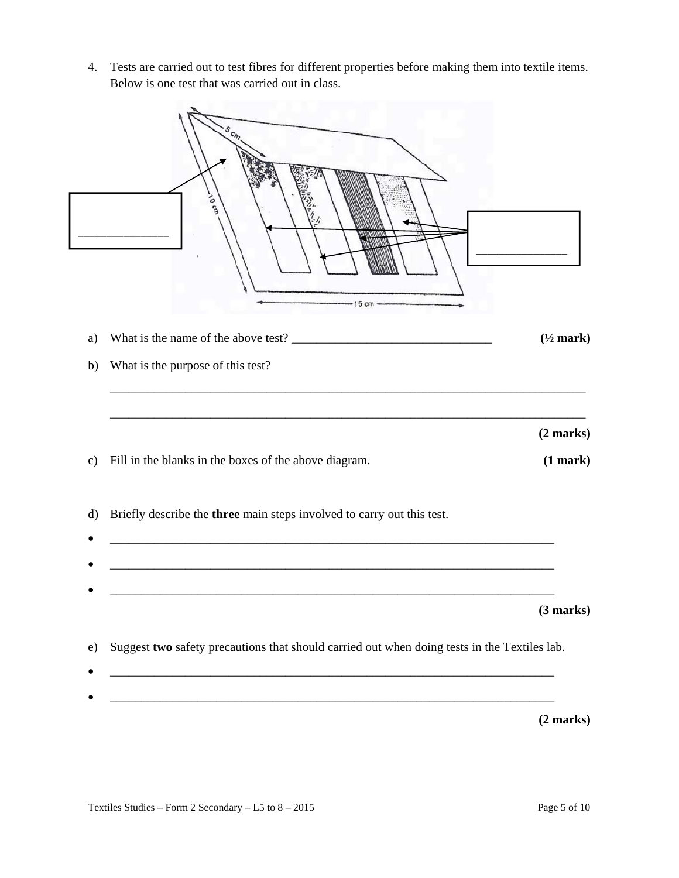4. Tests are carried out to test fibres for different properties before making them into textile items. Below is one test that was carried out in class.

5 cm

10 cm

15 cm

______________

______________

a) What is the name of the above test? ________________________________ **(½ mark)**

b) What is the purpose of this test?

_____________________________________________________________________________

_____________________________________________________________________________

**(2 marks)**

c) Fill in the blanks in the boxes of the above diagram. **(1 mark)**

d) Briefly describe the **three** main steps involved to carry out this test.

- _________________________________________________________________________
- _________________________________________________________________________
- _________________________________________________________________________

**(3 marks)**

e) Suggest **two** safety precautions that should carried out when doing tests in the Textiles lab.

- _________________________________________________________________________
- _________________________________________________________________________

**(2 marks)**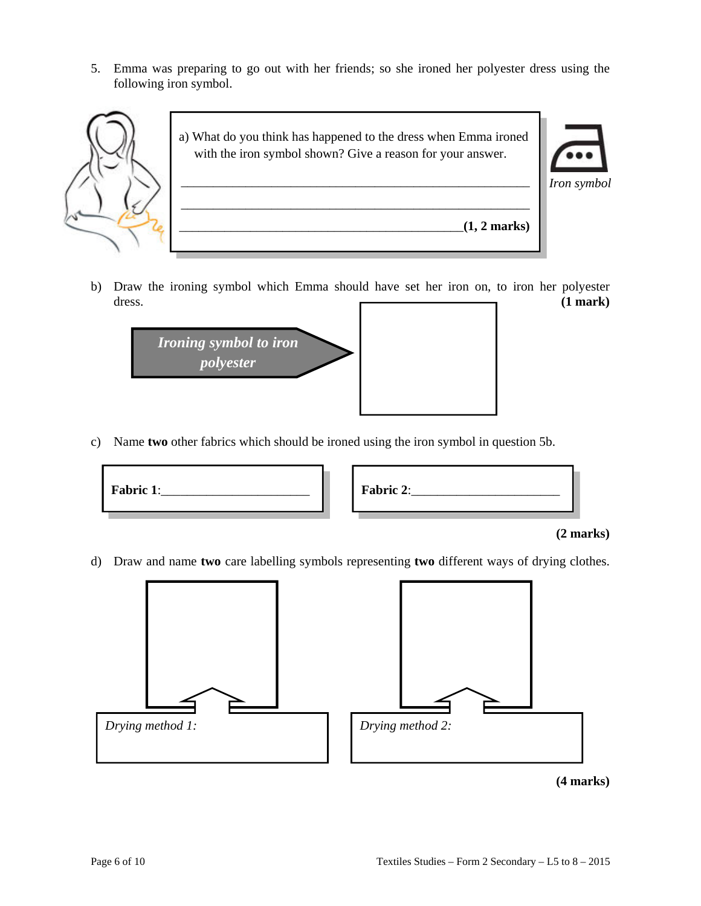5. Emma was preparing to go out with her friends; so she ironed her polyester dress using the following iron symbol.

a) What do you think has happened to the dress when Emma ironed with the iron symbol shown? Give a reason for your answer.

___________________________________________________________

___________________________________________________________

___________________________________________________________ **(1, 2 marks)**

*Iron symbol*

b) Draw the ironing symbol which Emma should have set her iron on, to iron her polyester dress. **(1 mark)**

***Ironing symbol to iron polyester***

c) Name **two** other fabrics which should be ironed using the iron symbol in question 5b.

**Fabric 1**:________________________

**Fabric 2**:________________________

**(2 marks)**

d) Draw and name **two** care labelling symbols representing **two** different ways of drying clothes.

*Drying method 1:*

*Drying method 2:*

**(4 marks)**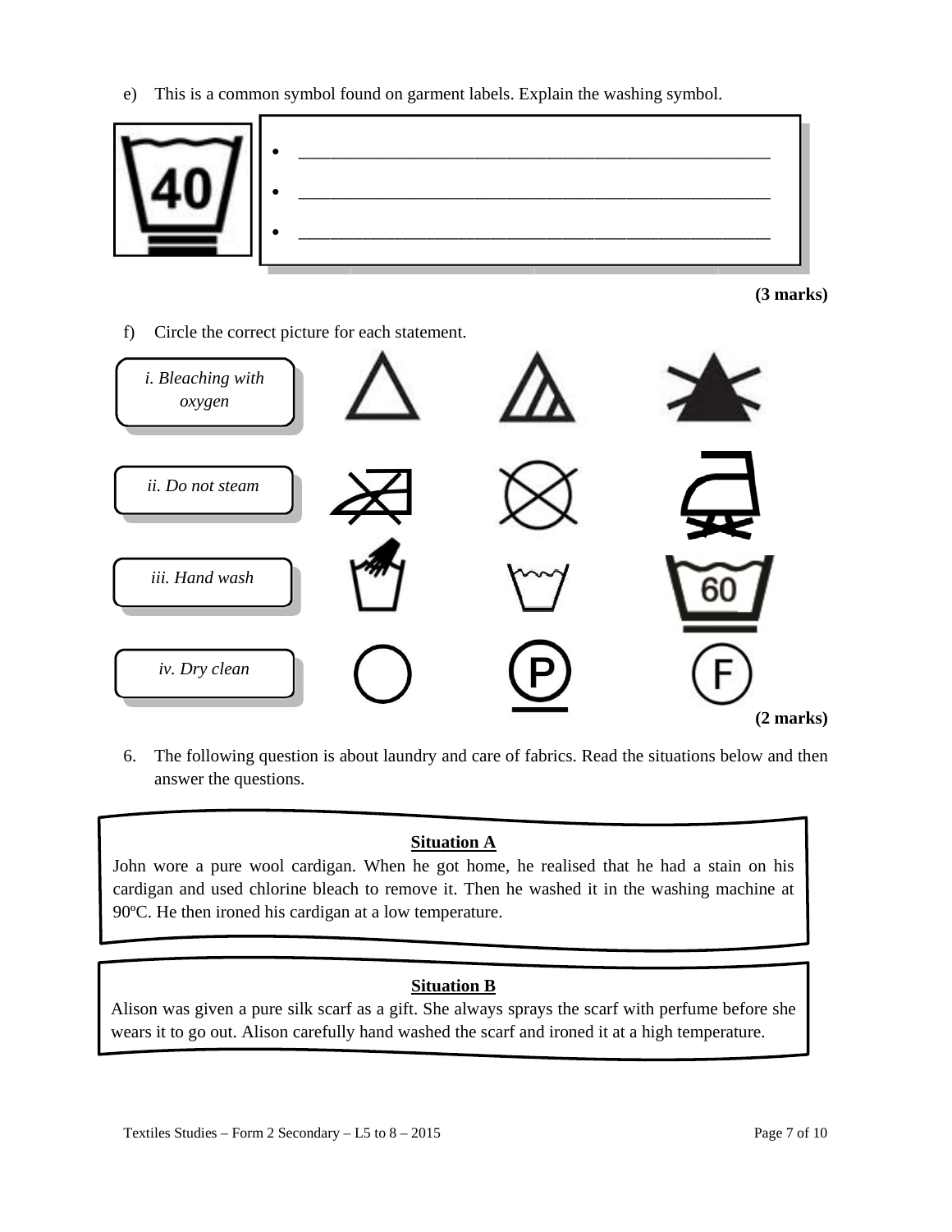e) This is a common symbol found on garment labels. Explain the washing symbol.

- ______________________________________________
- ______________________________________________
- ______________________________________________

**(3 marks)**

f) Circle the correct picture for each statement.

*i. Bleaching with oxygen*

*ii. Do not steam*

*iii. Hand wash*

*iv. Dry clean*

**(2 marks)**

6. The following question is about laundry and care of fabrics. Read the situations below and then answer the questions.

**Situation A**

John wore a pure wool cardigan. When he got home, he realised that he had a stain on his cardigan and used chlorine bleach to remove it. Then he washed it in the washing machine at 90ºC. He then ironed his cardigan at a low temperature.

**Situation B**

Alison was given a pure silk scarf as a gift. She always sprays the scarf with perfume before she wears it to go out. Alison carefully hand washed the scarf and ironed it at a high temperature.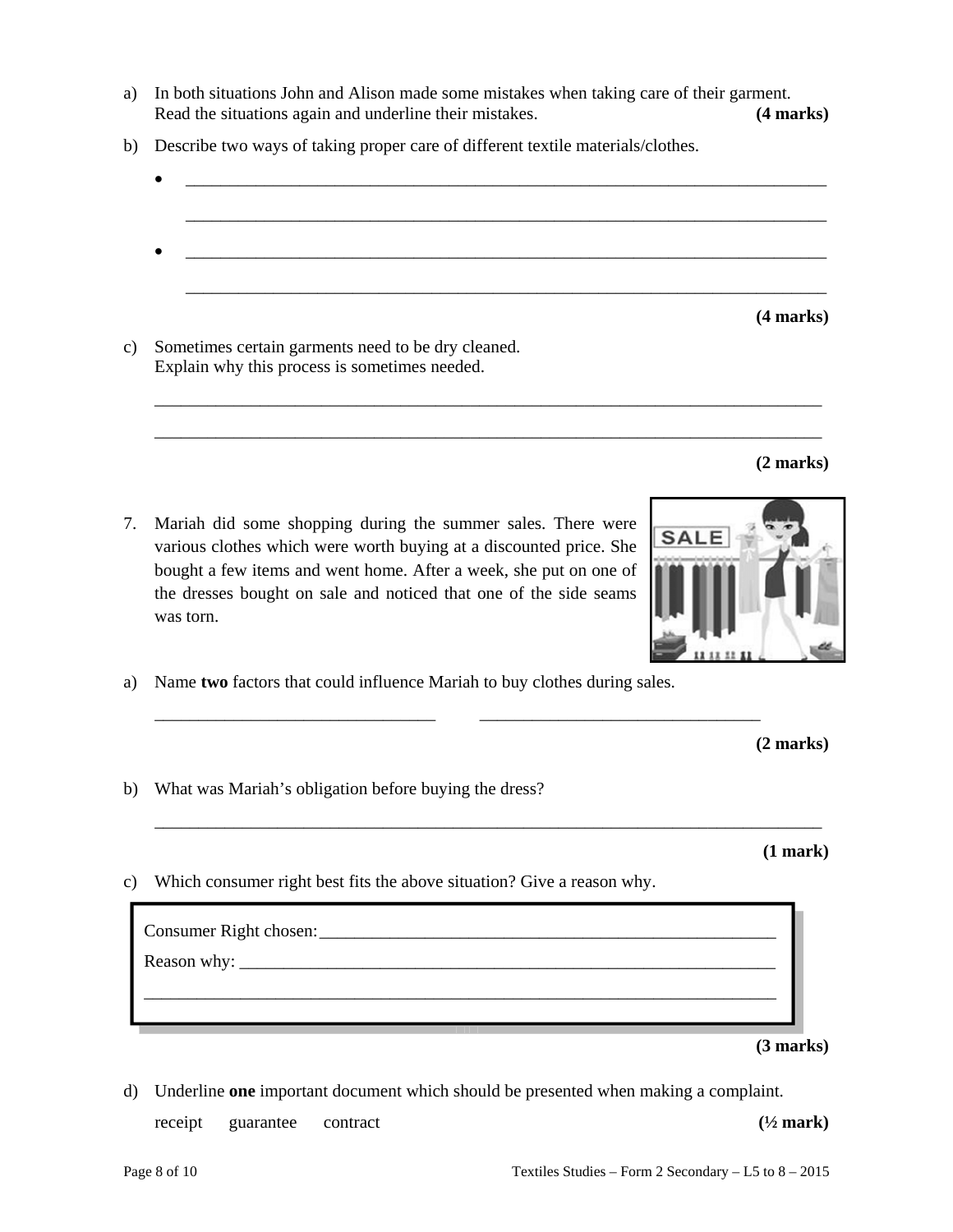a) In both situations John and Alison made some mistakes when taking care of their garment. Read the situations again and underline their mistakes. **(4 marks)**

b) Describe two ways of taking proper care of different textile materials/clothes.

- ______________________________________________________________________

  ______________________________________________________________________

- ______________________________________________________________________

  ______________________________________________________________________

**(4 marks)**

c) Sometimes certain garments need to be dry cleaned.
Explain why this process is sometimes needed.

______________________________________________________________________

______________________________________________________________________

**(2 marks)**

7. Mariah did some shopping during the summer sales. There were various clothes which were worth buying at a discounted price. She bought a few items and went home. After a week, she put on one of the dresses bought on sale and noticed that one of the side seams was torn.

a) Name **two** factors that could influence Mariah to buy clothes during sales.

________________________________ ________________________________

**(2 marks)**

b) What was Mariah's obligation before buying the dress?

______________________________________________________________________

**(1 mark)**

c) Which consumer right best fits the above situation? Give a reason why.

Consumer Right chosen: ______________________________________________

Reason why: ______________________________________________________

______________________________________________________________________

**(3 marks)**

d) Underline **one** important document which should be presented when making a complaint.

receipt guarantee contract **(½ mark)**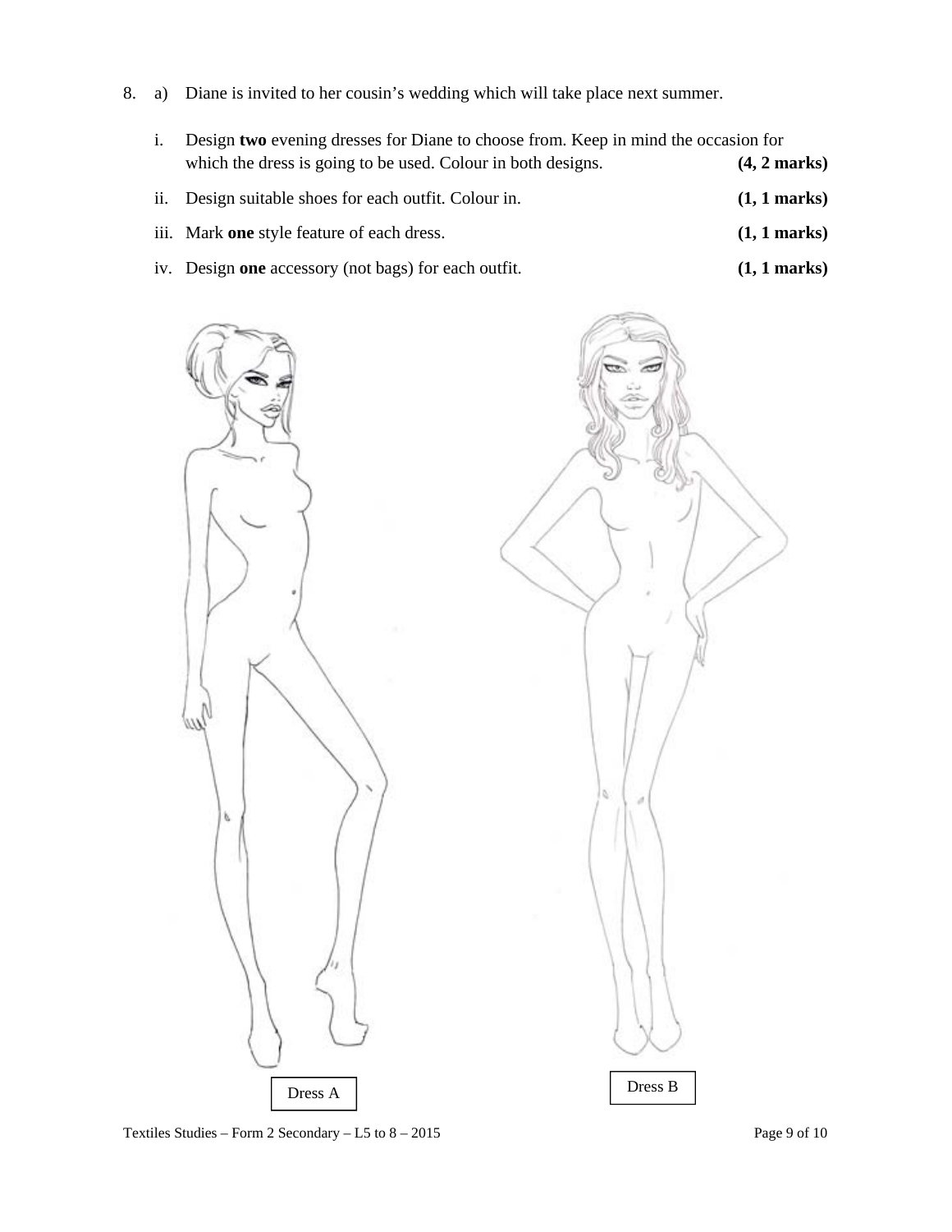8. a) Diane is invited to her cousin's wedding which will take place next summer.

   i. Design **two** evening dresses for Diane to choose from. Keep in mind the occasion for which the dress is going to be used. Colour in both designs. **(4, 2 marks)**

   ii. Design suitable shoes for each outfit. Colour in. **(1, 1 marks)**

   iii. Mark **one** style feature of each dress. **(1, 1 marks)**

   iv. Design **one** accessory (not bags) for each outfit. **(1, 1 marks)**

Dress A

Dress B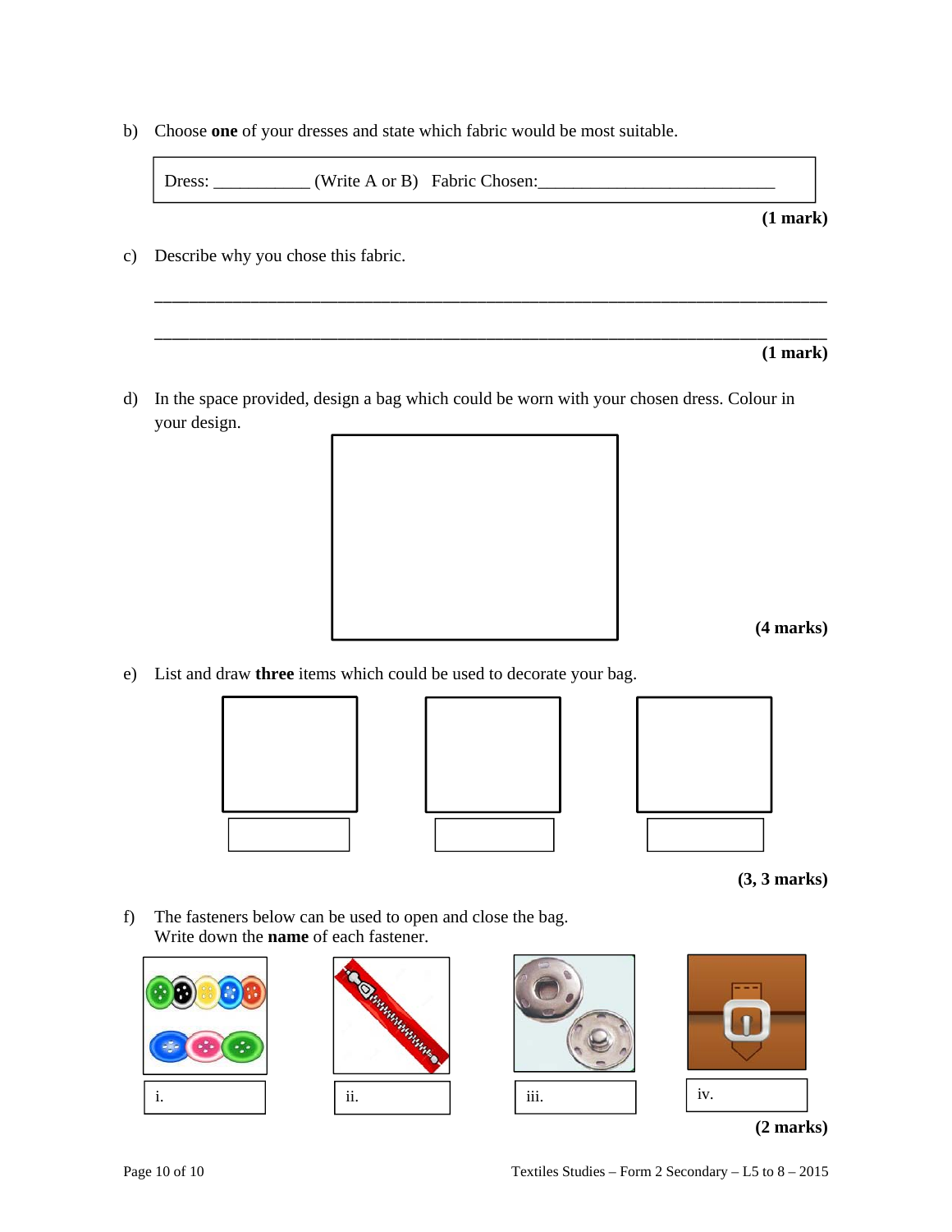b) Choose **one** of your dresses and state which fabric would be most suitable.

| |
|---|
| Dress: ___________ (Write A or B) Fabric Chosen:___________________________ |

**(1 mark)**

c) Describe why you chose this fabric.

_______________________________________________________________________________

_______________________________________________________________________________

**(1 mark)**

d) In the space provided, design a bag which could be worn with your chosen dress. Colour in your design.

**(4 marks)**

e) List and draw **three** items which could be used to decorate your bag.

**(3, 3 marks)**

f) The fasteners below can be used to open and close the bag.
Write down the **name** of each fastener.

| | | | |
|---|---|---|---|
| i. | ii. | iii. | iv. |

**(2 marks)**